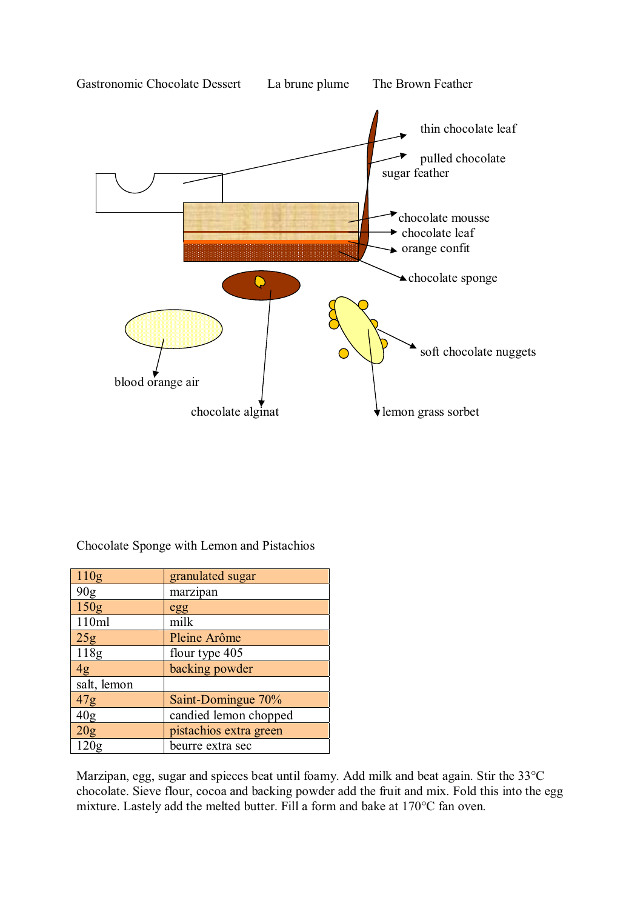Gastronomic Chocolate Dessert La brune plume The Brown Feather

thin chocolate leaf

pulled chocolate sugar feather

chocolate mousse

chocolate leaf

orange confit

chocolate sponge

soft chocolate nuggets

blood orange air

chocolate alginat

lemon grass sorbet

Chocolate Sponge with Lemon and Pistachios

| 110g | granulated sugar |
|---|---|
| 90g | marzipan |
| 150g | egg |
| 110ml | milk |
| 25g | Pleine Arôme |
| 118g | flour type 405 |
| 4g | backing powder |
| salt, lemon | |
| 47g | Saint-Domingue 70% |
| 40g | candied lemon chopped |
| 20g | pistachios extra green |
| 120g | beurre extra sec |

Marzipan, egg, sugar and spieces beat until foamy. Add milk and beat again. Stir the 33°C chocolate. Sieve flour, cocoa and backing powder add the fruit and mix. Fold this into the egg mixture. Lastely add the melted butter. Fill a form and bake at 170°C fan oven.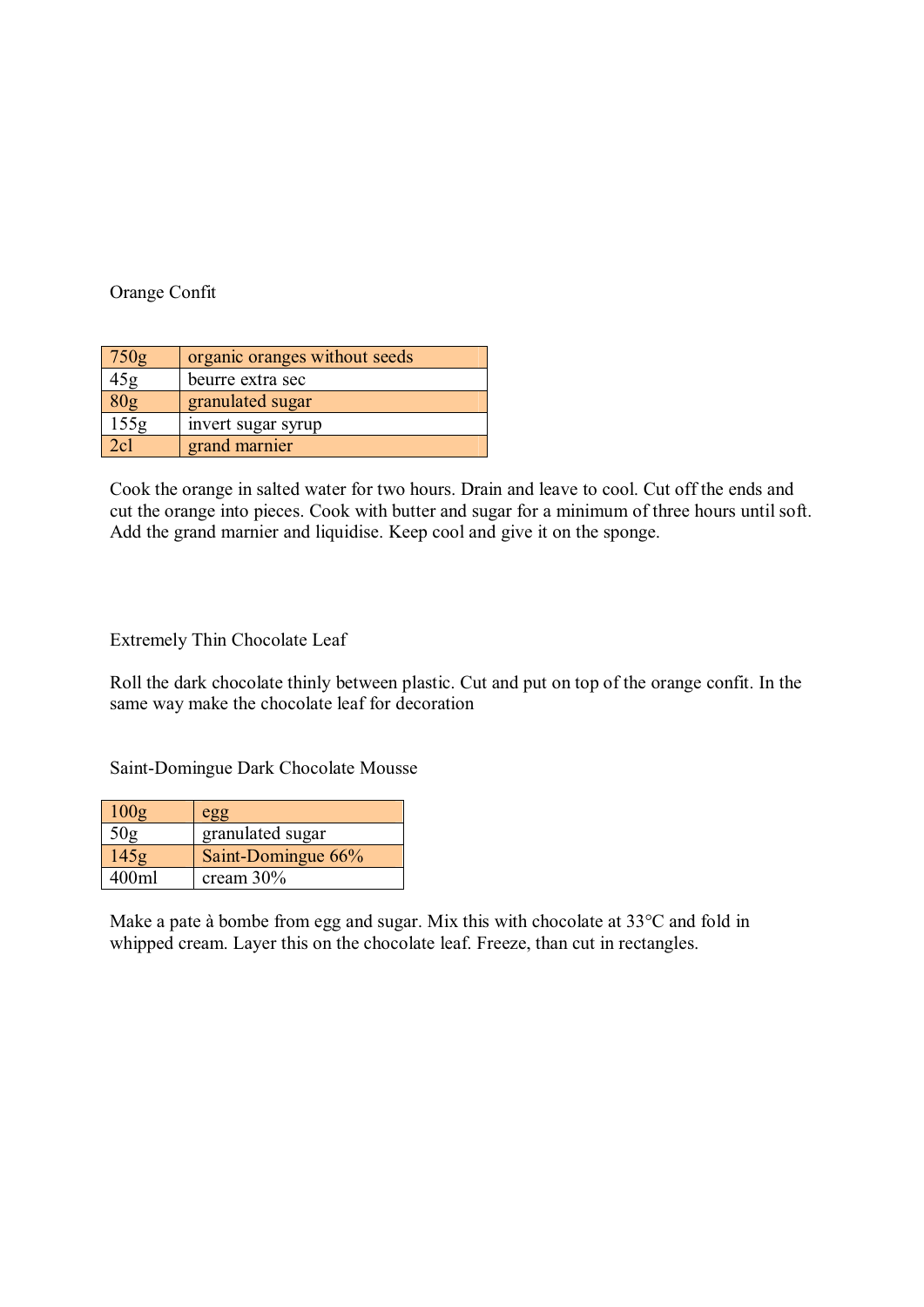## Orange Confit

| | |
|---|---|
| 750g | organic oranges without seeds |
| 45g | beurre extra sec |
| 80g | granulated sugar |
| 155g | invert sugar syrup |
| 2cl | grand marnier |

Cook the orange in salted water for two hours. Drain and leave to cool. Cut off the ends and cut the orange into pieces. Cook with butter and sugar for a minimum of three hours until soft. Add the grand marnier and liquidise. Keep cool and give it on the sponge.

## Extremely Thin Chocolate Leaf

Roll the dark chocolate thinly between plastic. Cut and put on top of the orange confit. In the same way make the chocolate leaf for decoration

## Saint-Domingue Dark Chocolate Mousse

| | |
|---|---|
| 100g | egg |
| 50g | granulated sugar |
| 145g | Saint-Domingue 66% |
| 400ml | cream 30% |

Make a pate à bombe from egg and sugar. Mix this with chocolate at 33°C and fold in whipped cream. Layer this on the chocolate leaf. Freeze, than cut in rectangles.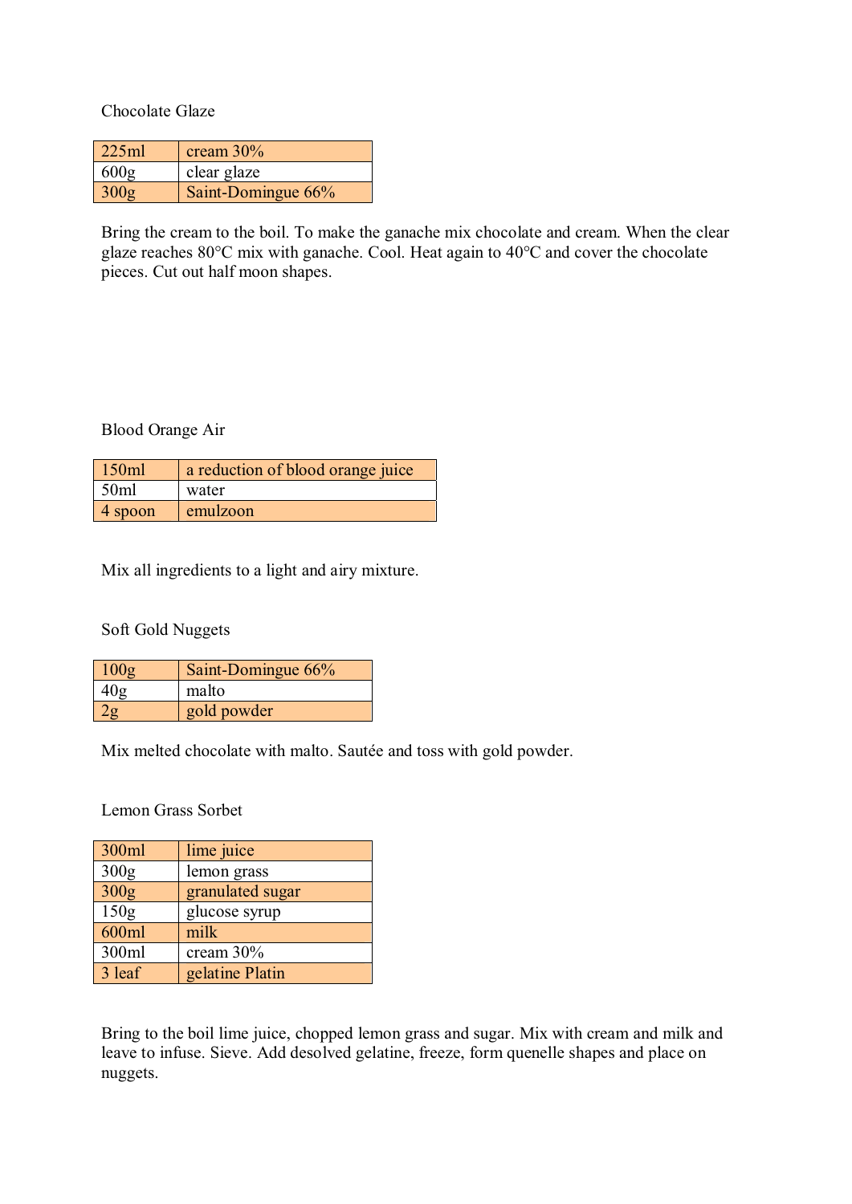## Chocolate Glaze

| 225ml | cream 30% |
|---|---|
| 600g | clear glaze |
| 300g | Saint-Domingue 66% |

Bring the cream to the boil. To make the ganache mix chocolate and cream. When the clear glaze reaches 80°C mix with ganache. Cool. Heat again to 40°C and cover the chocolate pieces. Cut out half moon shapes.

## Blood Orange Air

| 150ml | a reduction of blood orange juice |
|---|---|
| 50ml | water |
| 4 spoon | emulzoon |

Mix all ingredients to a light and airy mixture.

## Soft Gold Nuggets

| 100g | Saint-Domingue 66% |
|---|---|
| 40g | malto |
| 2g | gold powder |

Mix melted chocolate with malto. Sautée and toss with gold powder.

## Lemon Grass Sorbet

| 300ml | lime juice |
|---|---|
| 300g | lemon grass |
| 300g | granulated sugar |
| 150g | glucose syrup |
| 600ml | milk |
| 300ml | cream 30% |
| 3 leaf | gelatine Platin |

Bring to the boil lime juice, chopped lemon grass and sugar. Mix with cream and milk and leave to infuse. Sieve. Add desolved gelatine, freeze, form quenelle shapes and place on nuggets.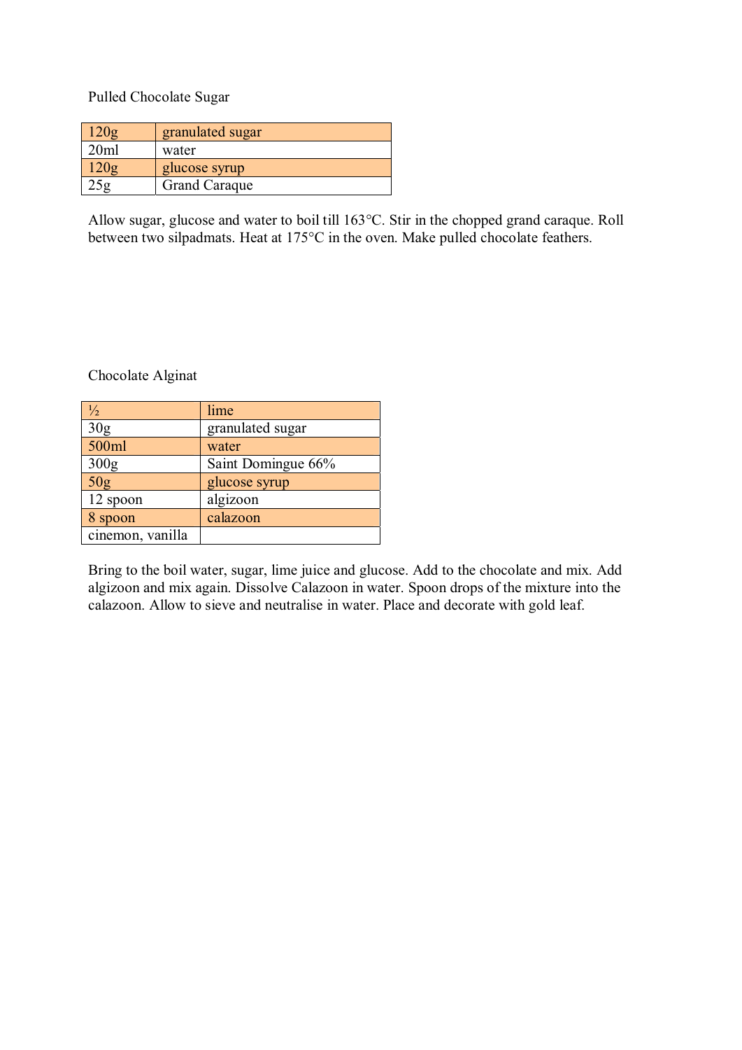Pulled Chocolate Sugar

| | |
|---|---|
| 120g | granulated sugar |
| 20ml | water |
| 120g | glucose syrup |
| 25g | Grand Caraque |

Allow sugar, glucose and water to boil till 163°C. Stir in the chopped grand caraque. Roll between two silpadmats. Heat at 175°C in the oven. Make pulled chocolate feathers.

Chocolate Alginat

| | |
|---|---|
| ½ | lime |
| 30g | granulated sugar |
| 500ml | water |
| 300g | Saint Domingue 66% |
| 50g | glucose syrup |
| 12 spoon | algizoon |
| 8 spoon | calazoon |
| cinemon, vanilla | |

Bring to the boil water, sugar, lime juice and glucose. Add to the chocolate and mix. Add algizoon and mix again. Dissolve Calazoon in water. Spoon drops of the mixture into the calazoon. Allow to sieve and neutralise in water. Place and decorate with gold leaf.